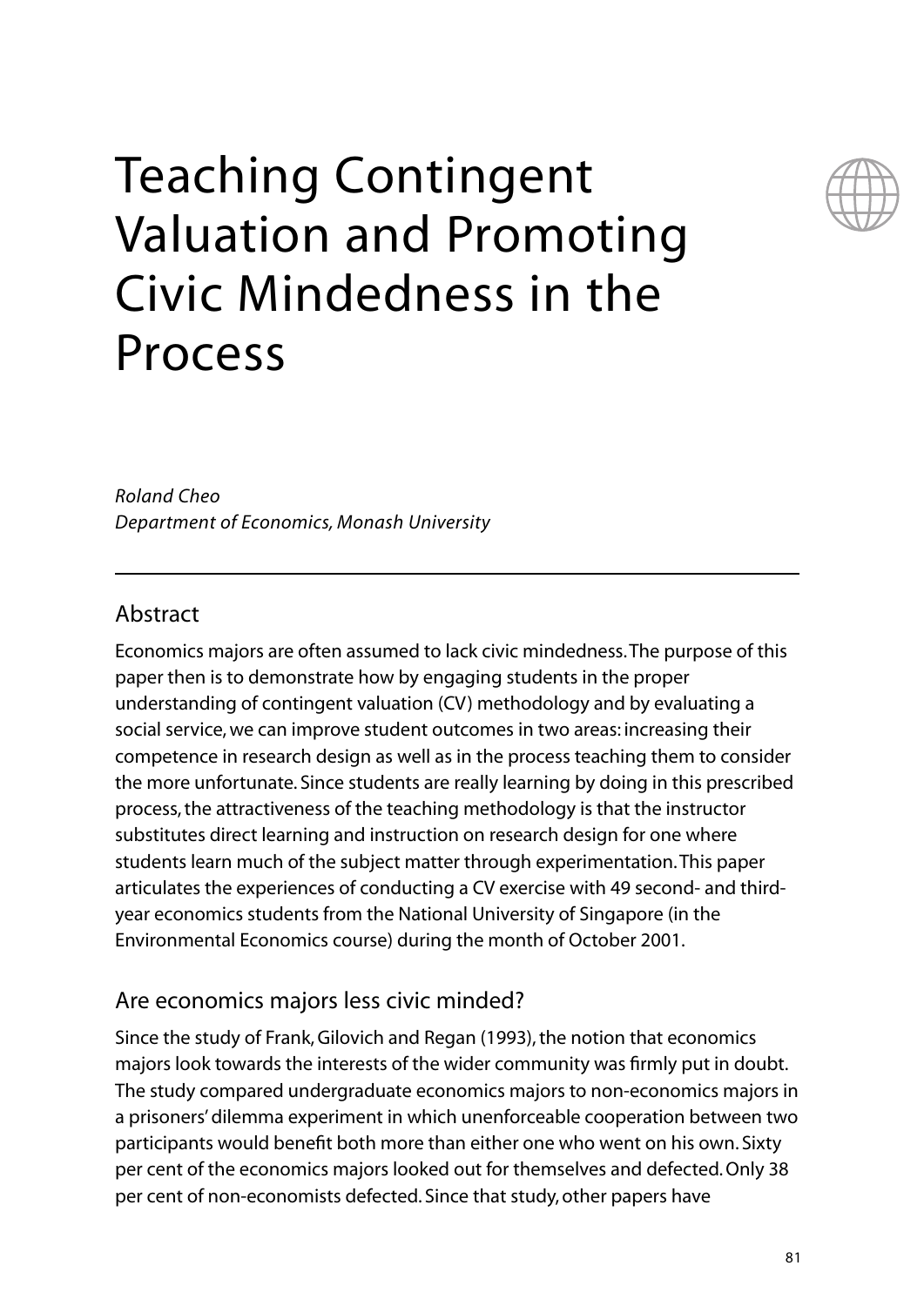# Teaching Contingent Valuation and Promoting Civic Mindedness in the Process

*Roland Cheo*
*Department of Economics, Monash University*

---

## Abstract

Economics majors are often assumed to lack civic mindedness. The purpose of this paper then is to demonstrate how by engaging students in the proper understanding of contingent valuation (CV) methodology and by evaluating a social service, we can improve student outcomes in two areas: increasing their competence in research design as well as in the process teaching them to consider the more unfortunate. Since students are really learning by doing in this prescribed process, the attractiveness of the teaching methodology is that the instructor substitutes direct learning and instruction on research design for one where students learn much of the subject matter through experimentation. This paper articulates the experiences of conducting a CV exercise with 49 second- and third-year economics students from the National University of Singapore (in the Environmental Economics course) during the month of October 2001.

## Are economics majors less civic minded?

Since the study of Frank, Gilovich and Regan (1993), the notion that economics majors look towards the interests of the wider community was firmly put in doubt. The study compared undergraduate economics majors to non-economics majors in a prisoners' dilemma experiment in which unenforceable cooperation between two participants would benefit both more than either one who went on his own. Sixty per cent of the economics majors looked out for themselves and defected. Only 38 per cent of non-economists defected. Since that study, other papers have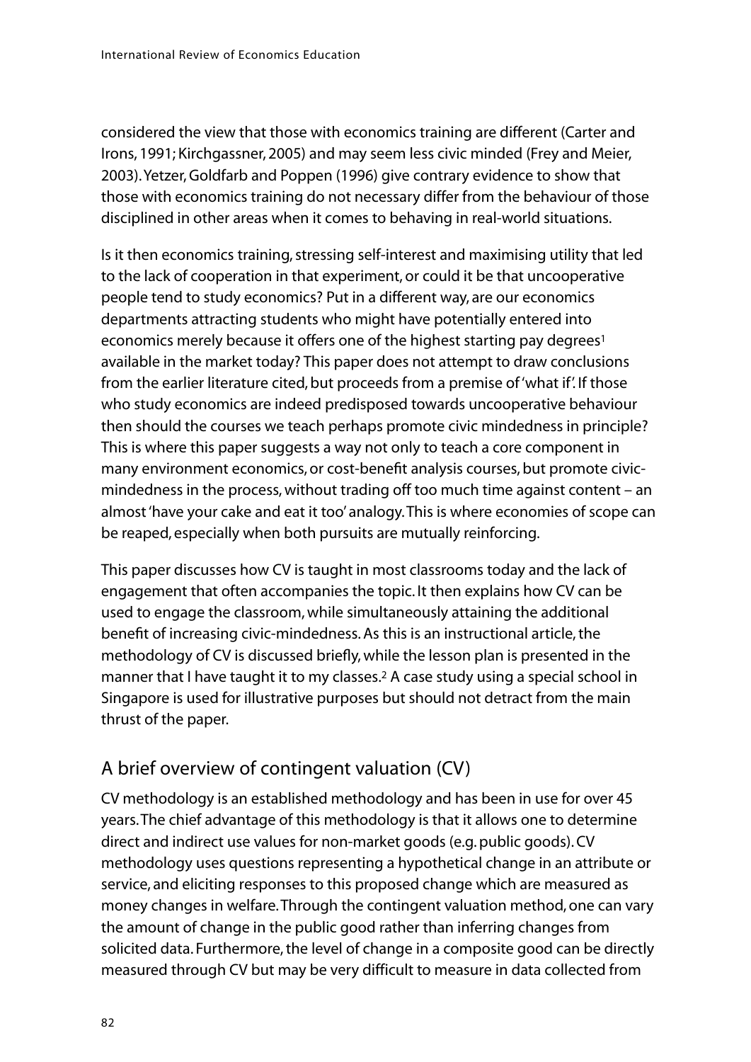considered the view that those with economics training are different (Carter and Irons, 1991; Kirchgassner, 2005) and may seem less civic minded (Frey and Meier, 2003). Yetzer, Goldfarb and Poppen (1996) give contrary evidence to show that those with economics training do not necessary differ from the behaviour of those disciplined in other areas when it comes to behaving in real-world situations.

Is it then economics training, stressing self-interest and maximising utility that led to the lack of cooperation in that experiment, or could it be that uncooperative people tend to study economics? Put in a different way, are our economics departments attracting students who might have potentially entered into economics merely because it offers one of the highest starting pay degrees[1] available in the market today? This paper does not attempt to draw conclusions from the earlier literature cited, but proceeds from a premise of 'what if'. If those who study economics are indeed predisposed towards uncooperative behaviour then should the courses we teach perhaps promote civic mindedness in principle? This is where this paper suggests a way not only to teach a core component in many environment economics, or cost-benefit analysis courses, but promote civic-mindedness in the process, without trading off too much time against content – an almost 'have your cake and eat it too' analogy. This is where economies of scope can be reaped, especially when both pursuits are mutually reinforcing.

This paper discusses how CV is taught in most classrooms today and the lack of engagement that often accompanies the topic. It then explains how CV can be used to engage the classroom, while simultaneously attaining the additional benefit of increasing civic-mindedness. As this is an instructional article, the methodology of CV is discussed briefly, while the lesson plan is presented in the manner that I have taught it to my classes.[2] A case study using a special school in Singapore is used for illustrative purposes but should not detract from the main thrust of the paper.

## A brief overview of contingent valuation (CV)

CV methodology is an established methodology and has been in use for over 45 years. The chief advantage of this methodology is that it allows one to determine direct and indirect use values for non-market goods (e.g. public goods). CV methodology uses questions representing a hypothetical change in an attribute or service, and eliciting responses to this proposed change which are measured as money changes in welfare. Through the contingent valuation method, one can vary the amount of change in the public good rather than inferring changes from solicited data. Furthermore, the level of change in a composite good can be directly measured through CV but may be very difficult to measure in data collected from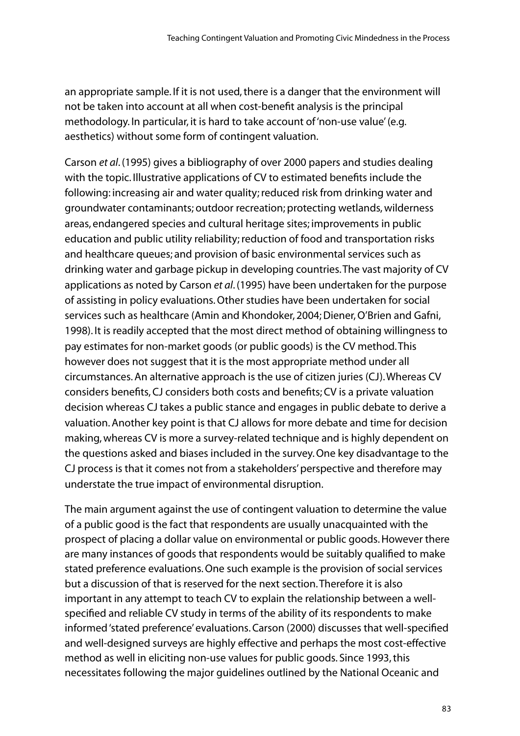an appropriate sample. If it is not used, there is a danger that the environment will not be taken into account at all when cost-benefit analysis is the principal methodology. In particular, it is hard to take account of 'non-use value' (e.g. aesthetics) without some form of contingent valuation.

Carson *et al*. (1995) gives a bibliography of over 2000 papers and studies dealing with the topic. Illustrative applications of CV to estimated benefits include the following: increasing air and water quality; reduced risk from drinking water and groundwater contaminants; outdoor recreation; protecting wetlands, wilderness areas, endangered species and cultural heritage sites; improvements in public education and public utility reliability; reduction of food and transportation risks and healthcare queues; and provision of basic environmental services such as drinking water and garbage pickup in developing countries. The vast majority of CV applications as noted by Carson *et al*. (1995) have been undertaken for the purpose of assisting in policy evaluations. Other studies have been undertaken for social services such as healthcare (Amin and Khondoker, 2004; Diener, O'Brien and Gafni, 1998). It is readily accepted that the most direct method of obtaining willingness to pay estimates for non-market goods (or public goods) is the CV method. This however does not suggest that it is the most appropriate method under all circumstances. An alternative approach is the use of citizen juries (CJ). Whereas CV considers benefits, CJ considers both costs and benefits; CV is a private valuation decision whereas CJ takes a public stance and engages in public debate to derive a valuation. Another key point is that CJ allows for more debate and time for decision making, whereas CV is more a survey-related technique and is highly dependent on the questions asked and biases included in the survey. One key disadvantage to the CJ process is that it comes not from a stakeholders' perspective and therefore may understate the true impact of environmental disruption.

The main argument against the use of contingent valuation to determine the value of a public good is the fact that respondents are usually unacquainted with the prospect of placing a dollar value on environmental or public goods. However there are many instances of goods that respondents would be suitably qualified to make stated preference evaluations. One such example is the provision of social services but a discussion of that is reserved for the next section. Therefore it is also important in any attempt to teach CV to explain the relationship between a well-specified and reliable CV study in terms of the ability of its respondents to make informed 'stated preference' evaluations. Carson (2000) discusses that well-specified and well-designed surveys are highly effective and perhaps the most cost-effective method as well in eliciting non-use values for public goods. Since 1993, this necessitates following the major guidelines outlined by the National Oceanic and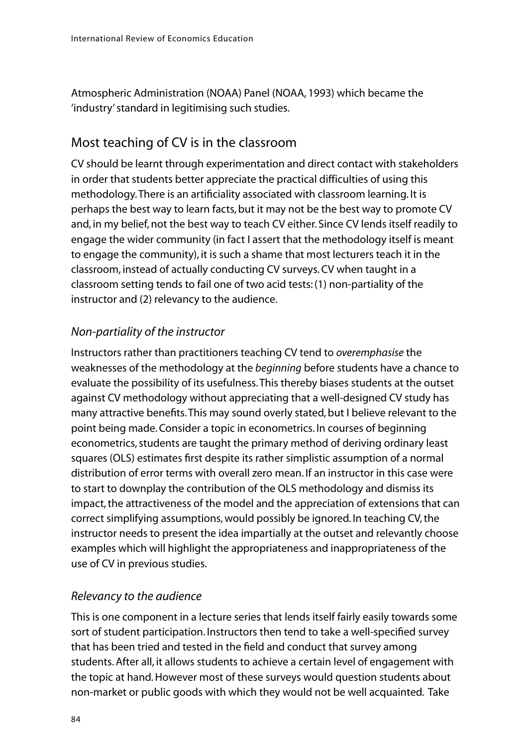Atmospheric Administration (NOAA) Panel (NOAA, 1993) which became the 'industry' standard in legitimising such studies.

## Most teaching of CV is in the classroom

CV should be learnt through experimentation and direct contact with stakeholders in order that students better appreciate the practical difficulties of using this methodology. There is an artificiality associated with classroom learning. It is perhaps the best way to learn facts, but it may not be the best way to promote CV and, in my belief, not the best way to teach CV either. Since CV lends itself readily to engage the wider community (in fact I assert that the methodology itself is meant to engage the community), it is such a shame that most lecturers teach it in the classroom, instead of actually conducting CV surveys. CV when taught in a classroom setting tends to fail one of two acid tests: (1) non-partiality of the instructor and (2) relevancy to the audience.

### *Non-partiality of the instructor*

Instructors rather than practitioners teaching CV tend to *overemphasise* the weaknesses of the methodology at the *beginning* before students have a chance to evaluate the possibility of its usefulness. This thereby biases students at the outset against CV methodology without appreciating that a well-designed CV study has many attractive benefits. This may sound overly stated, but I believe relevant to the point being made. Consider a topic in econometrics. In courses of beginning econometrics, students are taught the primary method of deriving ordinary least squares (OLS) estimates first despite its rather simplistic assumption of a normal distribution of error terms with overall zero mean. If an instructor in this case were to start to downplay the contribution of the OLS methodology and dismiss its impact, the attractiveness of the model and the appreciation of extensions that can correct simplifying assumptions, would possibly be ignored. In teaching CV, the instructor needs to present the idea impartially at the outset and relevantly choose examples which will highlight the appropriateness and inappropriateness of the use of CV in previous studies.

### *Relevancy to the audience*

This is one component in a lecture series that lends itself fairly easily towards some sort of student participation. Instructors then tend to take a well-specified survey that has been tried and tested in the field and conduct that survey among students. After all, it allows students to achieve a certain level of engagement with the topic at hand. However most of these surveys would question students about non-market or public goods with which they would not be well acquainted. Take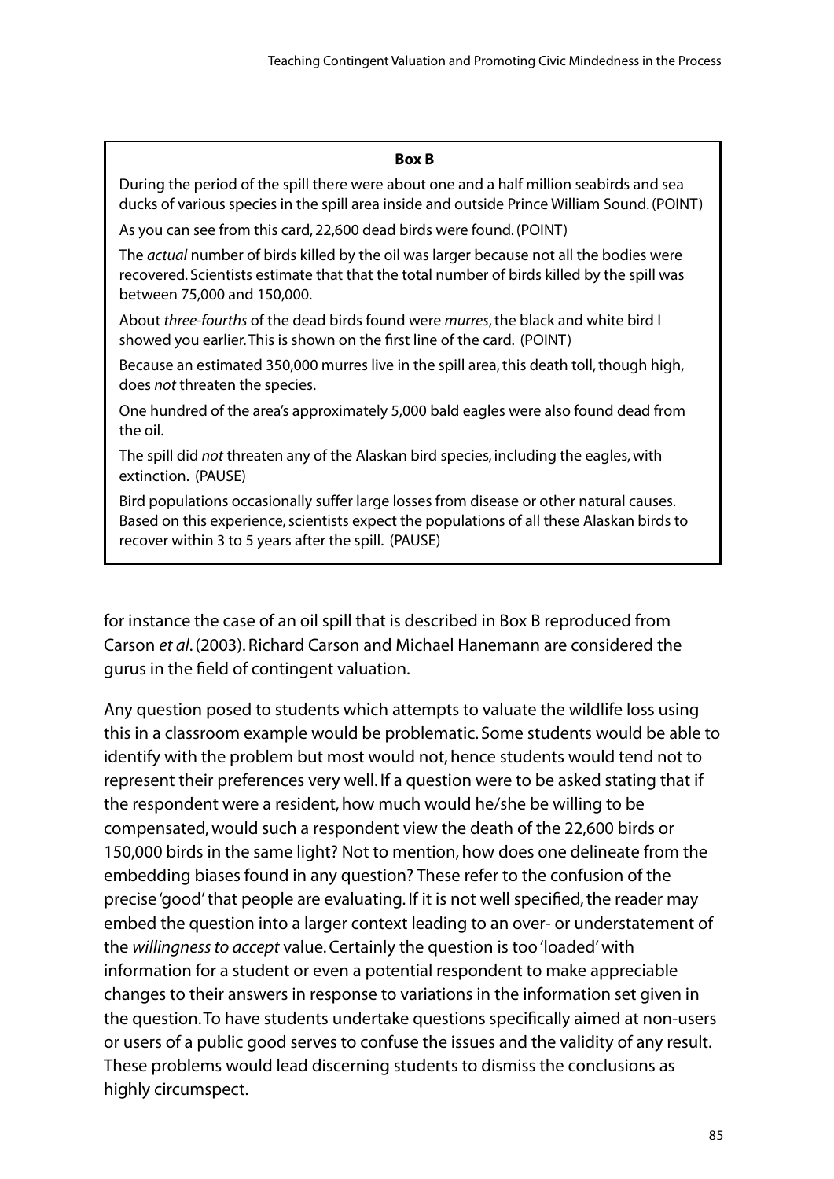**Box B**

During the period of the spill there were about one and a half million seabirds and sea ducks of various species in the spill area inside and outside Prince William Sound. (POINT)

As you can see from this card, 22,600 dead birds were found. (POINT)

The *actual* number of birds killed by the oil was larger because not all the bodies were recovered. Scientists estimate that that the total number of birds killed by the spill was between 75,000 and 150,000.

About *three-fourths* of the dead birds found were *murres*, the black and white bird I showed you earlier. This is shown on the first line of the card. (POINT)

Because an estimated 350,000 murres live in the spill area, this death toll, though high, does *not* threaten the species.

One hundred of the area's approximately 5,000 bald eagles were also found dead from the oil.

The spill did *not* threaten any of the Alaskan bird species, including the eagles, with extinction. (PAUSE)

Bird populations occasionally suffer large losses from disease or other natural causes. Based on this experience, scientists expect the populations of all these Alaskan birds to recover within 3 to 5 years after the spill. (PAUSE)

for instance the case of an oil spill that is described in Box B reproduced from Carson *et al*. (2003). Richard Carson and Michael Hanemann are considered the gurus in the field of contingent valuation.

Any question posed to students which attempts to valuate the wildlife loss using this in a classroom example would be problematic. Some students would be able to identify with the problem but most would not, hence students would tend not to represent their preferences very well. If a question were to be asked stating that if the respondent were a resident, how much would he/she be willing to be compensated, would such a respondent view the death of the 22,600 birds or 150,000 birds in the same light? Not to mention, how does one delineate from the embedding biases found in any question? These refer to the confusion of the precise 'good' that people are evaluating. If it is not well specified, the reader may embed the question into a larger context leading to an over- or understatement of the *willingness to accept* value. Certainly the question is too 'loaded' with information for a student or even a potential respondent to make appreciable changes to their answers in response to variations in the information set given in the question. To have students undertake questions specifically aimed at non-users or users of a public good serves to confuse the issues and the validity of any result. These problems would lead discerning students to dismiss the conclusions as highly circumspect.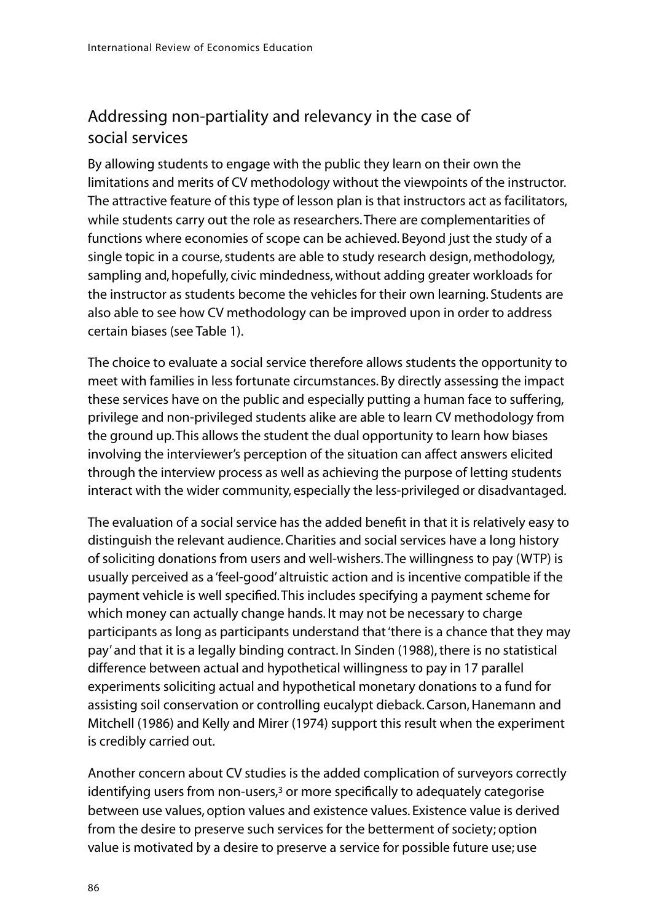## Addressing non-partiality and relevancy in the case of social services

By allowing students to engage with the public they learn on their own the limitations and merits of CV methodology without the viewpoints of the instructor. The attractive feature of this type of lesson plan is that instructors act as facilitators, while students carry out the role as researchers. There are complementarities of functions where economies of scope can be achieved. Beyond just the study of a single topic in a course, students are able to study research design, methodology, sampling and, hopefully, civic mindedness, without adding greater workloads for the instructor as students become the vehicles for their own learning. Students are also able to see how CV methodology can be improved upon in order to address certain biases (see Table 1).

The choice to evaluate a social service therefore allows students the opportunity to meet with families in less fortunate circumstances. By directly assessing the impact these services have on the public and especially putting a human face to suffering, privilege and non-privileged students alike are able to learn CV methodology from the ground up. This allows the student the dual opportunity to learn how biases involving the interviewer's perception of the situation can affect answers elicited through the interview process as well as achieving the purpose of letting students interact with the wider community, especially the less-privileged or disadvantaged.

The evaluation of a social service has the added benefit in that it is relatively easy to distinguish the relevant audience. Charities and social services have a long history of soliciting donations from users and well-wishers. The willingness to pay (WTP) is usually perceived as a 'feel-good' altruistic action and is incentive compatible if the payment vehicle is well specified. This includes specifying a payment scheme for which money can actually change hands. It may not be necessary to charge participants as long as participants understand that 'there is a chance that they may pay' and that it is a legally binding contract. In Sinden (1988), there is no statistical difference between actual and hypothetical willingness to pay in 17 parallel experiments soliciting actual and hypothetical monetary donations to a fund for assisting soil conservation or controlling eucalypt dieback. Carson, Hanemann and Mitchell (1986) and Kelly and Mirer (1974) support this result when the experiment is credibly carried out.

Another concern about CV studies is the added complication of surveyors correctly identifying users from non-users,[3] or more specifically to adequately categorise between use values, option values and existence values. Existence value is derived from the desire to preserve such services for the betterment of society; option value is motivated by a desire to preserve a service for possible future use; use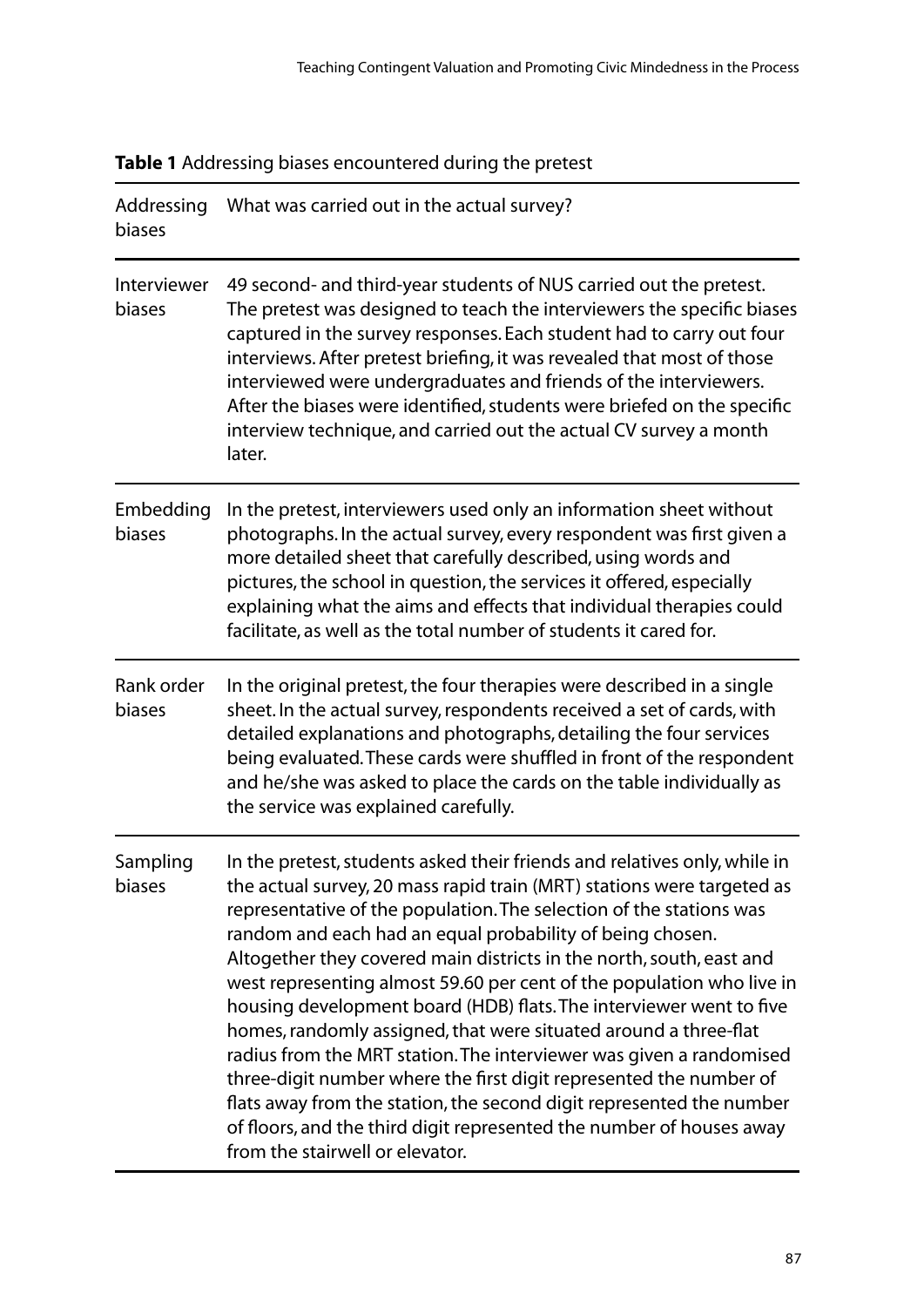**Table 1** Addressing biases encountered during the pretest

| Addressing biases | What was carried out in the actual survey? |
| --- | --- |
| Interviewer biases | 49 second- and third-year students of NUS carried out the pretest. The pretest was designed to teach the interviewers the specific biases captured in the survey responses. Each student had to carry out four interviews. After pretest briefing, it was revealed that most of those interviewed were undergraduates and friends of the interviewers. After the biases were identified, students were briefed on the specific interview technique, and carried out the actual CV survey a month later. |
| Embedding biases | In the pretest, interviewers used only an information sheet without photographs. In the actual survey, every respondent was first given a more detailed sheet that carefully described, using words and pictures, the school in question, the services it offered, especially explaining what the aims and effects that individual therapies could facilitate, as well as the total number of students it cared for. |
| Rank order biases | In the original pretest, the four therapies were described in a single sheet. In the actual survey, respondents received a set of cards, with detailed explanations and photographs, detailing the four services being evaluated. These cards were shuffled in front of the respondent and he/she was asked to place the cards on the table individually as the service was explained carefully. |
| Sampling biases | In the pretest, students asked their friends and relatives only, while in the actual survey, 20 mass rapid train (MRT) stations were targeted as representative of the population. The selection of the stations was random and each had an equal probability of being chosen. Altogether they covered main districts in the north, south, east and west representing almost 59.60 per cent of the population who live in housing development board (HDB) flats. The interviewer went to five homes, randomly assigned, that were situated around a three-flat radius from the MRT station. The interviewer was given a randomised three-digit number where the first digit represented the number of flats away from the station, the second digit represented the number of floors, and the third digit represented the number of houses away from the stairwell or elevator. |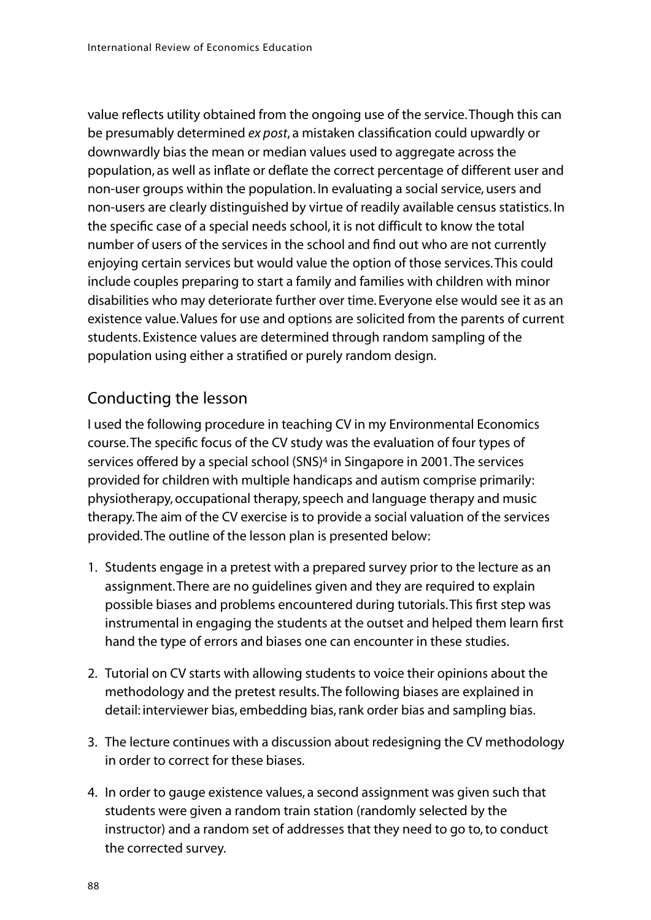value reflects utility obtained from the ongoing use of the service. Though this can be presumably determined *ex post*, a mistaken classification could upwardly or downwardly bias the mean or median values used to aggregate across the population, as well as inflate or deflate the correct percentage of different user and non-user groups within the population. In evaluating a social service, users and non-users are clearly distinguished by virtue of readily available census statistics. In the specific case of a special needs school, it is not difficult to know the total number of users of the services in the school and find out who are not currently enjoying certain services but would value the option of those services. This could include couples preparing to start a family and families with children with minor disabilities who may deteriorate further over time. Everyone else would see it as an existence value. Values for use and options are solicited from the parents of current students. Existence values are determined through random sampling of the population using either a stratified or purely random design.

## Conducting the lesson

I used the following procedure in teaching CV in my Environmental Economics course. The specific focus of the CV study was the evaluation of four types of services offered by a special school (SNS)[4] in Singapore in 2001. The services provided for children with multiple handicaps and autism comprise primarily: physiotherapy, occupational therapy, speech and language therapy and music therapy. The aim of the CV exercise is to provide a social valuation of the services provided. The outline of the lesson plan is presented below:

1. Students engage in a pretest with a prepared survey prior to the lecture as an assignment. There are no guidelines given and they are required to explain possible biases and problems encountered during tutorials. This first step was instrumental in engaging the students at the outset and helped them learn first hand the type of errors and biases one can encounter in these studies.

2. Tutorial on CV starts with allowing students to voice their opinions about the methodology and the pretest results. The following biases are explained in detail: interviewer bias, embedding bias, rank order bias and sampling bias.

3. The lecture continues with a discussion about redesigning the CV methodology in order to correct for these biases.

4. In order to gauge existence values, a second assignment was given such that students were given a random train station (randomly selected by the instructor) and a random set of addresses that they need to go to, to conduct the corrected survey.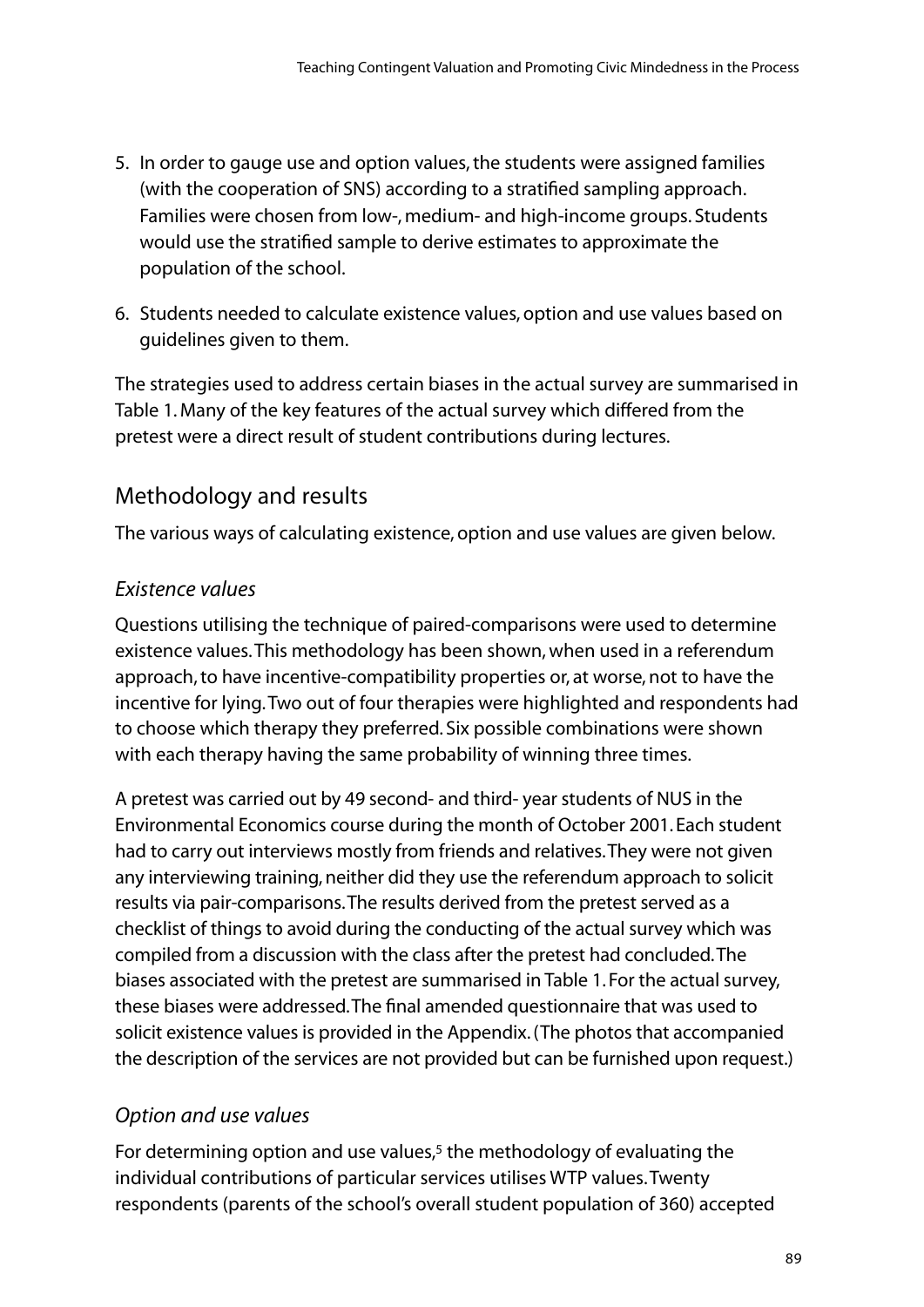5. In order to gauge use and option values, the students were assigned families (with the cooperation of SNS) according to a stratified sampling approach. Families were chosen from low-, medium- and high-income groups. Students would use the stratified sample to derive estimates to approximate the population of the school.

6. Students needed to calculate existence values, option and use values based on guidelines given to them.

The strategies used to address certain biases in the actual survey are summarised in Table 1. Many of the key features of the actual survey which differed from the pretest were a direct result of student contributions during lectures.

## Methodology and results

The various ways of calculating existence, option and use values are given below.

### *Existence values*

Questions utilising the technique of paired-comparisons were used to determine existence values. This methodology has been shown, when used in a referendum approach, to have incentive-compatibility properties or, at worse, not to have the incentive for lying. Two out of four therapies were highlighted and respondents had to choose which therapy they preferred. Six possible combinations were shown with each therapy having the same probability of winning three times.

A pretest was carried out by 49 second- and third- year students of NUS in the Environmental Economics course during the month of October 2001. Each student had to carry out interviews mostly from friends and relatives. They were not given any interviewing training, neither did they use the referendum approach to solicit results via pair-comparisons. The results derived from the pretest served as a checklist of things to avoid during the conducting of the actual survey which was compiled from a discussion with the class after the pretest had concluded. The biases associated with the pretest are summarised in Table 1. For the actual survey, these biases were addressed. The final amended questionnaire that was used to solicit existence values is provided in the Appendix. (The photos that accompanied the description of the services are not provided but can be furnished upon request.)

### *Option and use values*

For determining option and use values,[5] the methodology of evaluating the individual contributions of particular services utilises WTP values. Twenty respondents (parents of the school's overall student population of 360) accepted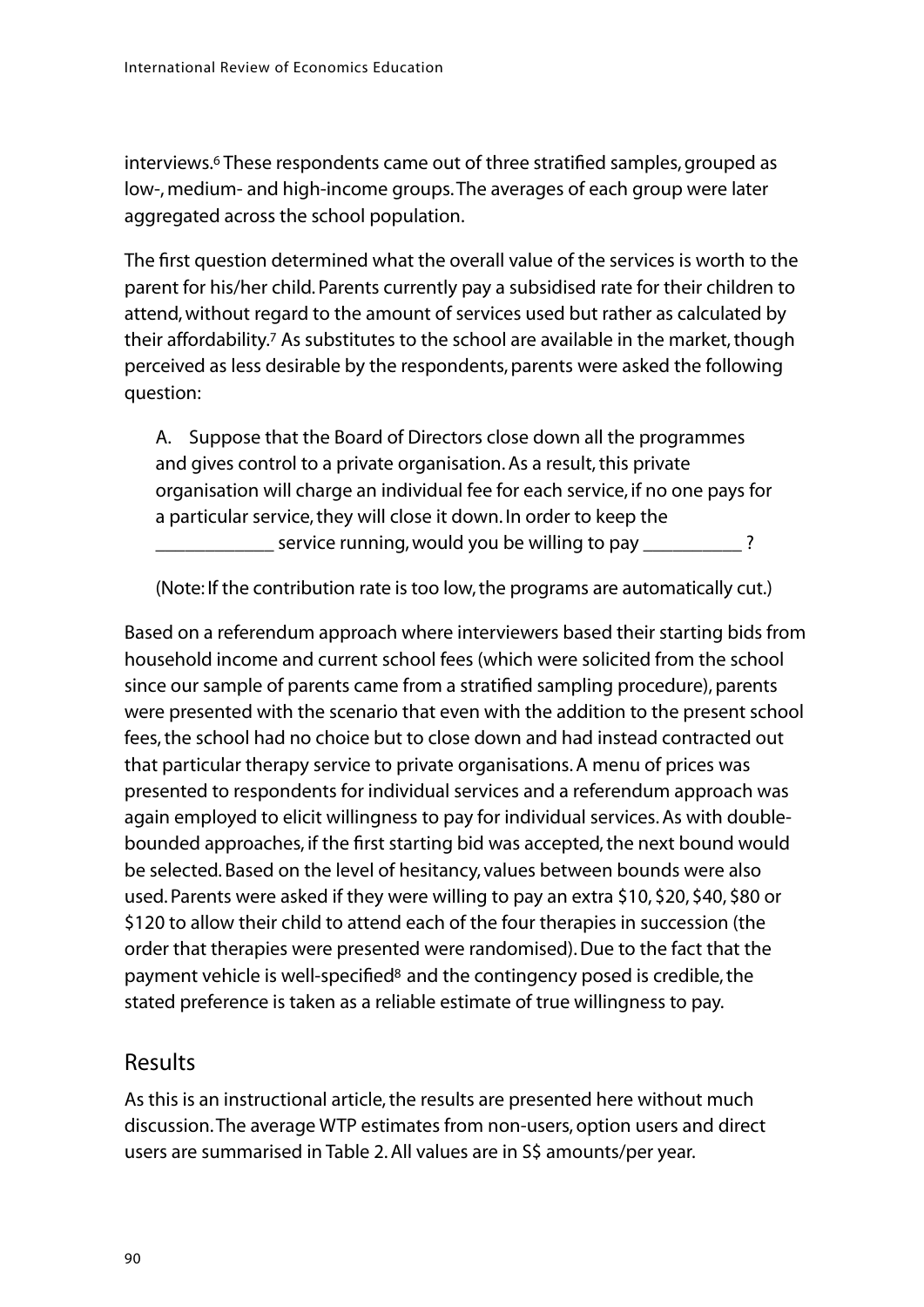interviews.[6] These respondents came out of three stratified samples, grouped as low-, medium- and high-income groups. The averages of each group were later aggregated across the school population.

The first question determined what the overall value of the services is worth to the parent for his/her child. Parents currently pay a subsidised rate for their children to attend, without regard to the amount of services used but rather as calculated by their affordability.[7] As substitutes to the school are available in the market, though perceived as less desirable by the respondents, parents were asked the following question:

> A. Suppose that the Board of Directors close down all the programmes and gives control to a private organisation. As a result, this private organisation will charge an individual fee for each service, if no one pays for a particular service, they will close it down. In order to keep the ____________ service running, would you be willing to pay __________ ?
>
> (Note: If the contribution rate is too low, the programs are automatically cut.)

Based on a referendum approach where interviewers based their starting bids from household income and current school fees (which were solicited from the school since our sample of parents came from a stratified sampling procedure), parents were presented with the scenario that even with the addition to the present school fees, the school had no choice but to close down and had instead contracted out that particular therapy service to private organisations. A menu of prices was presented to respondents for individual services and a referendum approach was again employed to elicit willingness to pay for individual services. As with double-bounded approaches, if the first starting bid was accepted, the next bound would be selected. Based on the level of hesitancy, values between bounds were also used. Parents were asked if they were willing to pay an extra $10, $20, $40, $80 or $120 to allow their child to attend each of the four therapies in succession (the order that therapies were presented were randomised). Due to the fact that the payment vehicle is well-specified[8] and the contingency posed is credible, the stated preference is taken as a reliable estimate of true willingness to pay.

## Results

As this is an instructional article, the results are presented here without much discussion. The average WTP estimates from non-users, option users and direct users are summarised in Table 2. All values are in S$ amounts/per year.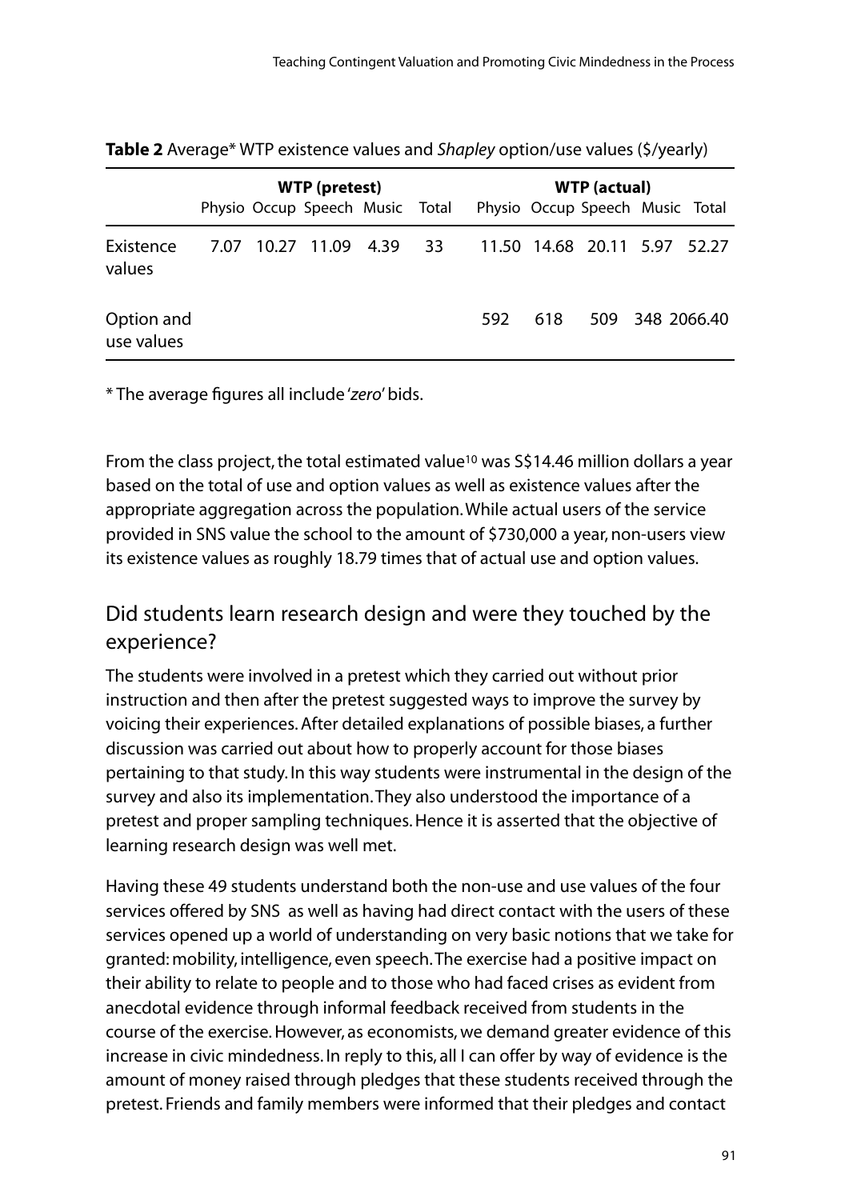**Table 2** Average* WTP existence values and *Shapley* option/use values ($/yearly)

| | WTP (pretest) | | | | | WTP (actual) | | | | |
|---|---|---|---|---|---|---|---|---|---|---|
| | Physio | Occup | Speech | Music | Total | Physio | Occup | Speech | Music | Total |
| Existence values | 7.07 | 10.27 | 11.09 | 4.39 | 33 | 11.50 | 14.68 | 20.11 | 5.97 | 52.27 |
| Option and use values | | | | | | 592 | 618 | 509 | 348 | 2066.40 |

* The average figures all include '*zero*' bids.

From the class project, the total estimated value[10] was S$14.46 million dollars a year based on the total of use and option values as well as existence values after the appropriate aggregation across the population. While actual users of the service provided in SNS value the school to the amount of $730,000 a year, non-users view its existence values as roughly 18.79 times that of actual use and option values.

## Did students learn research design and were they touched by the experience?

The students were involved in a pretest which they carried out without prior instruction and then after the pretest suggested ways to improve the survey by voicing their experiences. After detailed explanations of possible biases, a further discussion was carried out about how to properly account for those biases pertaining to that study. In this way students were instrumental in the design of the survey and also its implementation. They also understood the importance of a pretest and proper sampling techniques. Hence it is asserted that the objective of learning research design was well met.

Having these 49 students understand both the non-use and use values of the four services offered by SNS as well as having had direct contact with the users of these services opened up a world of understanding on very basic notions that we take for granted: mobility, intelligence, even speech. The exercise had a positive impact on their ability to relate to people and to those who had faced crises as evident from anecdotal evidence through informal feedback received from students in the course of the exercise. However, as economists, we demand greater evidence of this increase in civic mindedness. In reply to this, all I can offer by way of evidence is the amount of money raised through pledges that these students received through the pretest. Friends and family members were informed that their pledges and contact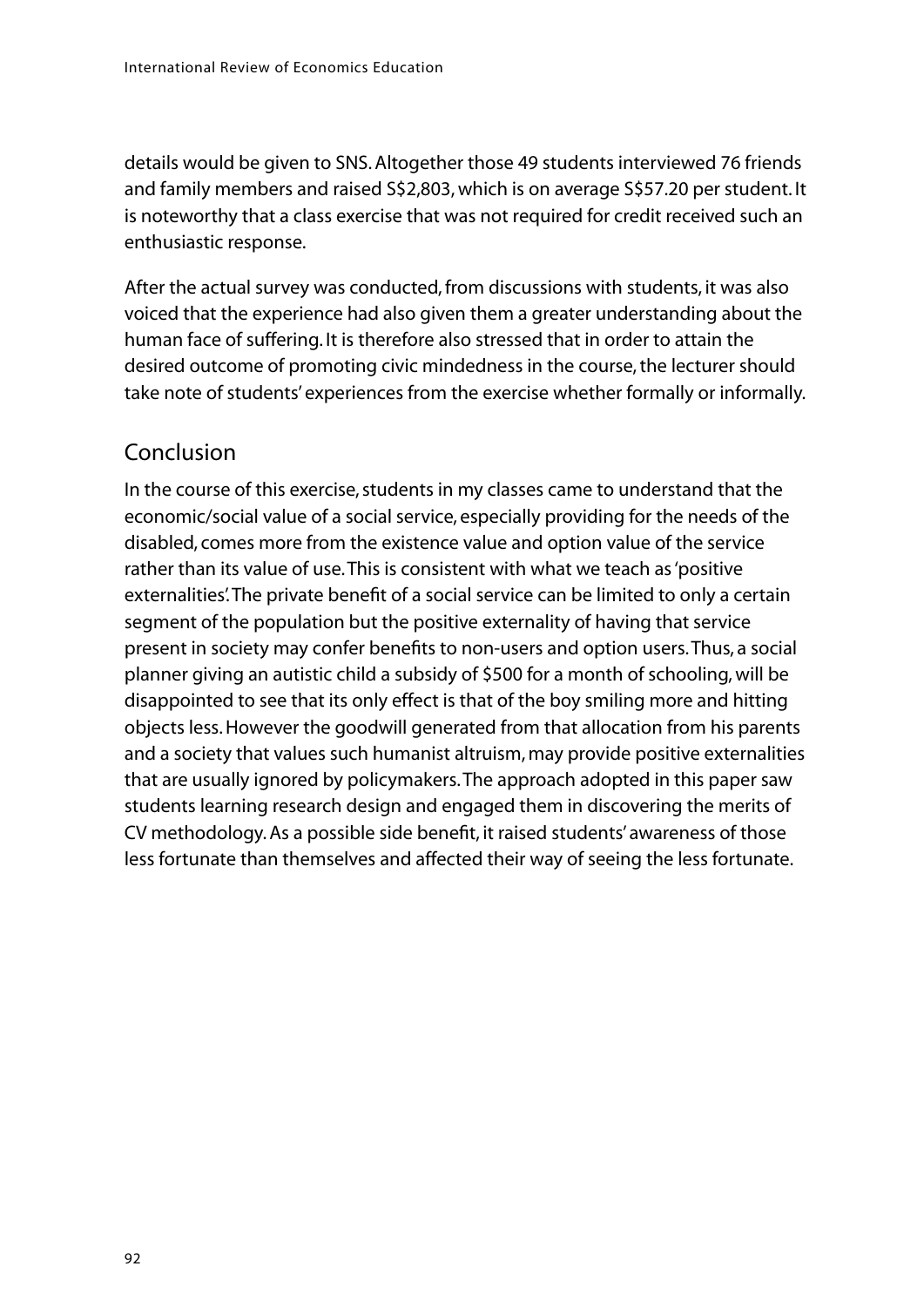details would be given to SNS. Altogether those 49 students interviewed 76 friends and family members and raised S$2,803, which is on average S$57.20 per student. It is noteworthy that a class exercise that was not required for credit received such an enthusiastic response.

After the actual survey was conducted, from discussions with students, it was also voiced that the experience had also given them a greater understanding about the human face of suffering. It is therefore also stressed that in order to attain the desired outcome of promoting civic mindedness in the course, the lecturer should take note of students' experiences from the exercise whether formally or informally.

## Conclusion

In the course of this exercise, students in my classes came to understand that the economic/social value of a social service, especially providing for the needs of the disabled, comes more from the existence value and option value of the service rather than its value of use. This is consistent with what we teach as 'positive externalities'. The private benefit of a social service can be limited to only a certain segment of the population but the positive externality of having that service present in society may confer benefits to non-users and option users. Thus, a social planner giving an autistic child a subsidy of $500 for a month of schooling, will be disappointed to see that its only effect is that of the boy smiling more and hitting objects less. However the goodwill generated from that allocation from his parents and a society that values such humanist altruism, may provide positive externalities that are usually ignored by policymakers. The approach adopted in this paper saw students learning research design and engaged them in discovering the merits of CV methodology. As a possible side benefit, it raised students' awareness of those less fortunate than themselves and affected their way of seeing the less fortunate.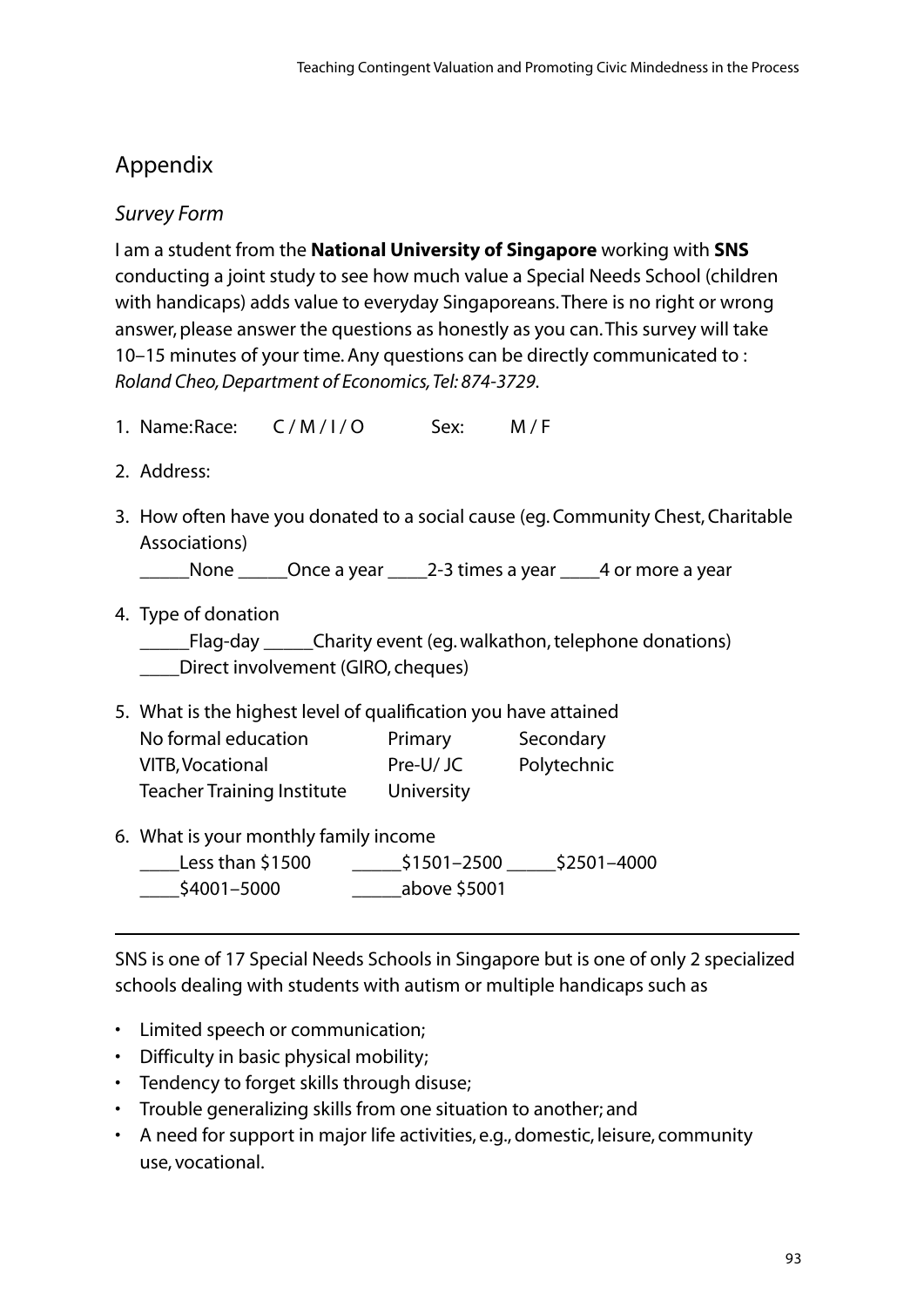## Appendix

### *Survey Form*

I am a student from the **National University of Singapore** working with **SNS** conducting a joint study to see how much value a Special Needs School (children with handicaps) adds value to everyday Singaporeans. There is no right or wrong answer, please answer the questions as honestly as you can. This survey will take 10–15 minutes of your time. Any questions can be directly communicated to : *Roland Cheo, Department of Economics, Tel: 874-3729*.

1. Name:Race: C / M / I / O Sex: M / F
2. Address:
3. How often have you donated to a social cause (eg. Community Chest, Charitable Associations)
   _____None _____Once a year ____2-3 times a year ____4 or more a year
4. Type of donation
   _____Flag-day _____Charity event (eg. walkathon, telephone donations)
   ____Direct involvement (GIRO, cheques)
5. What is the highest level of qualification you have attained
   No formal education Primary Secondary
   VITB, Vocational Pre-U/ JC Polytechnic
   Teacher Training Institute University
6. What is your monthly family income
   ____Less than $1500 _____$1501–2500 _____$2501–4000
   ____$4001–5000 _____above $5001

---

SNS is one of 17 Special Needs Schools in Singapore but is one of only 2 specialized schools dealing with students with autism or multiple handicaps such as

- Limited speech or communication;
- Difficulty in basic physical mobility;
- Tendency to forget skills through disuse;
- Trouble generalizing skills from one situation to another; and
- A need for support in major life activities, e.g., domestic, leisure, community use, vocational.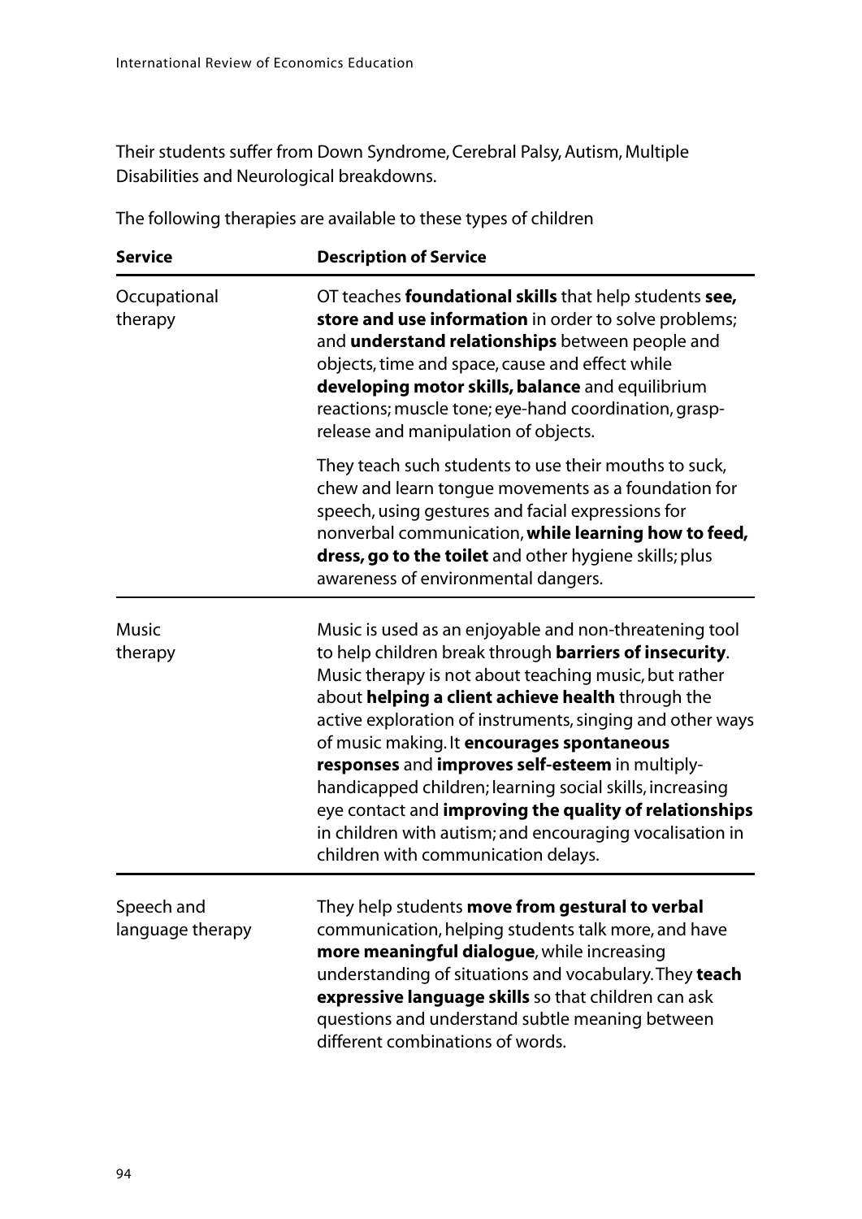Their students suffer from Down Syndrome, Cerebral Palsy, Autism, Multiple Disabilities and Neurological breakdowns.

The following therapies are available to these types of children

| Service | Description of Service |
|---|---|
| Occupational therapy | OT teaches **foundational skills** that help students **see, store and use information** in order to solve problems; and **understand relationships** between people and objects, time and space, cause and effect while **developing motor skills, balance** and equilibrium reactions; muscle tone; eye-hand coordination, grasp-release and manipulation of objects.<br><br>They teach such students to use their mouths to suck, chew and learn tongue movements as a foundation for speech, using gestures and facial expressions for nonverbal communication, **while learning how to feed, dress, go to the toilet** and other hygiene skills; plus awareness of environmental dangers. |
| Music therapy | Music is used as an enjoyable and non-threatening tool to help children break through **barriers of insecurity**. Music therapy is not about teaching music, but rather about **helping a client achieve health** through the active exploration of instruments, singing and other ways of music making. It **encourages spontaneous responses** and **improves self-esteem** in multiply-handicapped children; learning social skills, increasing eye contact and **improving the quality of relationships** in children with autism; and encouraging vocalisation in children with communication delays. |
| Speech and language therapy | They help students **move from gestural to verbal** communication, helping students talk more, and have **more meaningful dialogue**, while increasing understanding of situations and vocabulary. They **teach expressive language skills** so that children can ask questions and understand subtle meaning between different combinations of words. |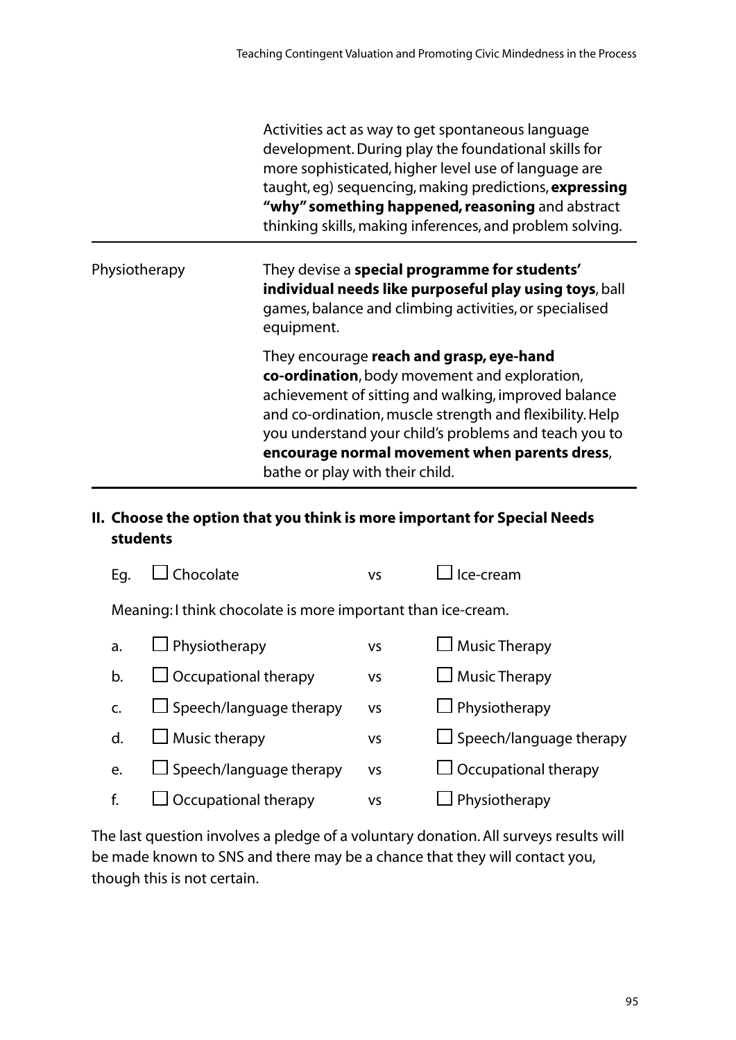| | |
|---|---|
| | Activities act as way to get spontaneous language development. During play the foundational skills for more sophisticated, higher level use of language are taught, eg) sequencing, making predictions, **expressing "why" something happened, reasoning** and abstract thinking skills, making inferences, and problem solving. |
| Physiotherapy | They devise a **special programme for students' individual needs like purposeful play using toys**, ball games, balance and climbing activities, or specialised equipment.<br><br>They encourage **reach and grasp, eye-hand co-ordination**, body movement and exploration, achievement of sitting and walking, improved balance and co-ordination, muscle strength and flexibility. Help you understand your child's problems and teach you to **encourage normal movement when parents dress**, bathe or play with their child. |

**II. Choose the option that you think is more important for Special Needs students**

| | | | |
|---|---|---|---|
| Eg. | ☐ Chocolate | vs | ☐ Ice-cream |

Meaning: I think chocolate is more important than ice-cream.

| | | | |
|---|---|---|---|
| a. | ☐ Physiotherapy | vs | ☐ Music Therapy |
| b. | ☐ Occupational therapy | vs | ☐ Music Therapy |
| c. | ☐ Speech/language therapy | vs | ☐ Physiotherapy |
| d. | ☐ Music therapy | vs | ☐ Speech/language therapy |
| e. | ☐ Speech/language therapy | vs | ☐ Occupational therapy |
| f. | ☐ Occupational therapy | vs | ☐ Physiotherapy |

The last question involves a pledge of a voluntary donation. All surveys results will be made known to SNS and there may be a chance that they will contact you, though this is not certain.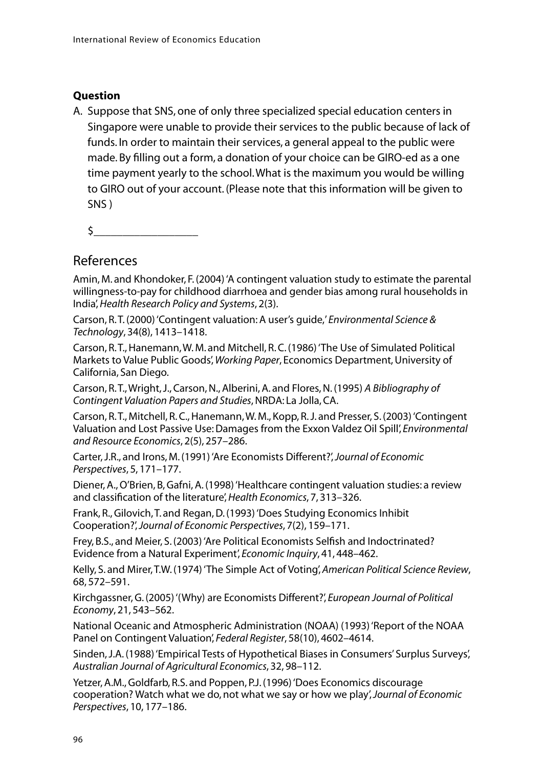**Question**

A. Suppose that SNS, one of only three specialized special education centers in Singapore were unable to provide their services to the public because of lack of funds. In order to maintain their services, a general appeal to the public were made. By filling out a form, a donation of your choice can be GIRO-ed as a one time payment yearly to the school. What is the maximum you would be willing to GIRO out of your account. (Please note that this information will be given to SNS )

$\_\_\_\_\_\_\_\_\_\_\_\_\_\_\_\_\_\_

## References

Amin, M. and Khondoker, F. (2004) 'A contingent valuation study to estimate the parental willingness-to-pay for childhood diarrhoea and gender bias among rural households in India', *Health Research Policy and Systems*, 2(3).

Carson, R. T. (2000) 'Contingent valuation: A user's guide,' *Environmental Science & Technology*, 34(8), 1413–1418.

Carson, R. T., Hanemann, W. M. and Mitchell, R. C. (1986) 'The Use of Simulated Political Markets to Value Public Goods', *Working Paper*, Economics Department, University of California, San Diego.

Carson, R. T., Wright, J., Carson, N., Alberini, A. and Flores, N. (1995) *A Bibliography of Contingent Valuation Papers and Studies*, NRDA: La Jolla, CA.

Carson, R. T., Mitchell, R. C., Hanemann, W. M., Kopp, R. J. and Presser, S. (2003) 'Contingent Valuation and Lost Passive Use: Damages from the Exxon Valdez Oil Spill', *Environmental and Resource Economics*, 2(5), 257–286.

Carter, J.R., and Irons, M. (1991) 'Are Economists Different?', *Journal of Economic Perspectives*, 5, 171–177.

Diener, A., O'Brien, B, Gafni, A. (1998) 'Healthcare contingent valuation studies: a review and classification of the literature', *Health Economics*, 7, 313–326.

Frank, R., Gilovich, T. and Regan, D. (1993) 'Does Studying Economics Inhibit Cooperation?', *Journal of Economic Perspectives*, 7(2), 159–171.

Frey, B.S., and Meier, S. (2003) 'Are Political Economists Selfish and Indoctrinated? Evidence from a Natural Experiment', *Economic Inquiry*, 41, 448–462.

Kelly, S. and Mirer, T.W. (1974) 'The Simple Act of Voting', *American Political Science Review*, 68, 572–591.

Kirchgassner, G. (2005) '(Why) are Economists Different?', *European Journal of Political Economy*, 21, 543–562.

National Oceanic and Atmospheric Administration (NOAA) (1993) 'Report of the NOAA Panel on Contingent Valuation', *Federal Register*, 58(10), 4602–4614.

Sinden, J.A. (1988) 'Empirical Tests of Hypothetical Biases in Consumers' Surplus Surveys', *Australian Journal of Agricultural Economics*, 32, 98–112.

Yetzer, A.M., Goldfarb, R.S. and Poppen, P.J. (1996) 'Does Economics discourage cooperation? Watch what we do, not what we say or how we play', *Journal of Economic Perspectives*, 10, 177–186.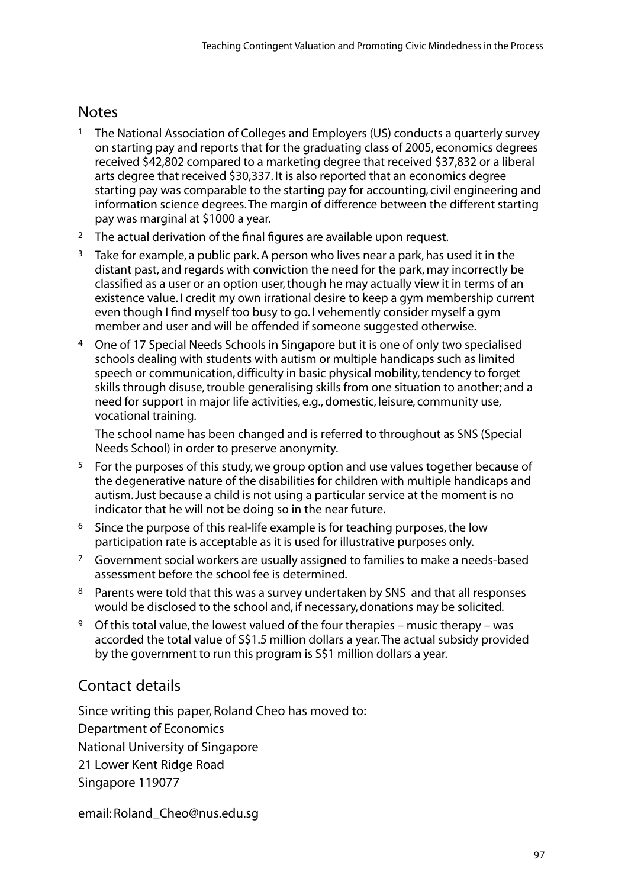## Notes

1. The National Association of Colleges and Employers (US) conducts a quarterly survey on starting pay and reports that for the graduating class of 2005, economics degrees received $42,802 compared to a marketing degree that received $37,832 or a liberal arts degree that received $30,337. It is also reported that an economics degree starting pay was comparable to the starting pay for accounting, civil engineering and information science degrees. The margin of difference between the different starting pay was marginal at $1000 a year.
2. The actual derivation of the final figures are available upon request.
3. Take for example, a public park. A person who lives near a park, has used it in the distant past, and regards with conviction the need for the park, may incorrectly be classified as a user or an option user, though he may actually view it in terms of an existence value. I credit my own irrational desire to keep a gym membership current even though I find myself too busy to go. I vehemently consider myself a gym member and user and will be offended if someone suggested otherwise.
4. One of 17 Special Needs Schools in Singapore but it is one of only two specialised schools dealing with students with autism or multiple handicaps such as limited speech or communication, difficulty in basic physical mobility, tendency to forget skills through disuse, trouble generalising skills from one situation to another; and a need for support in major life activities, e.g., domestic, leisure, community use, vocational training.

   The school name has been changed and is referred to throughout as SNS (Special Needs School) in order to preserve anonymity.
5. For the purposes of this study, we group option and use values together because of the degenerative nature of the disabilities for children with multiple handicaps and autism. Just because a child is not using a particular service at the moment is no indicator that he will not be doing so in the near future.
6. Since the purpose of this real-life example is for teaching purposes, the low participation rate is acceptable as it is used for illustrative purposes only.
7. Government social workers are usually assigned to families to make a needs-based assessment before the school fee is determined.
8. Parents were told that this was a survey undertaken by SNS and that all responses would be disclosed to the school and, if necessary, donations may be solicited.
9. Of this total value, the lowest valued of the four therapies – music therapy – was accorded the total value of S$1.5 million dollars a year. The actual subsidy provided by the government to run this program is S$1 million dollars a year.

## Contact details

Since writing this paper, Roland Cheo has moved to:
Department of Economics
National University of Singapore
21 Lower Kent Ridge Road
Singapore 119077

email: Roland_Cheo@nus.edu.sg